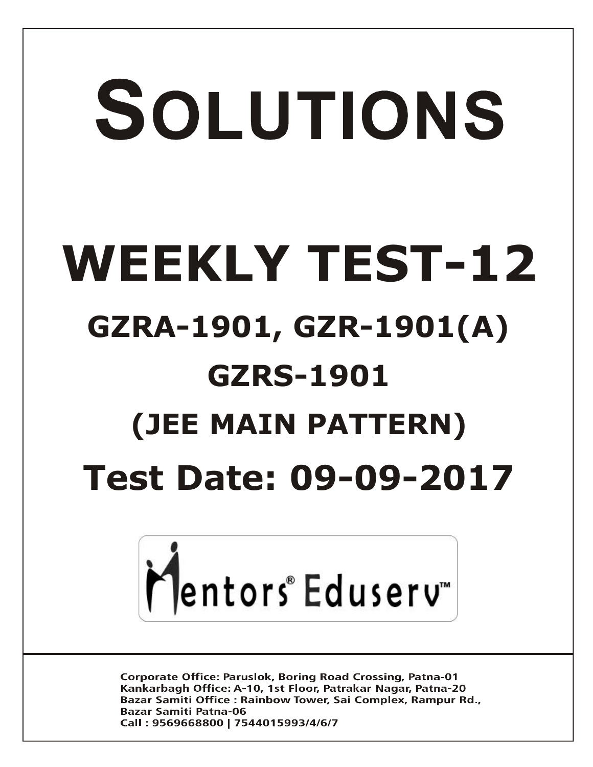# SOLUTIONS

# WEEKLY TEST-12

## GZRA-1901, GZR-1901(A)

## GZRS-1901

## (JEE MAIN PATTERN)

## Test Date: 09-09-2017

Mentors® Eduserv™

Corporate Office: Paruslok, Boring Road Crossing, Patna-01
Kankarbagh Office: A-10, 1st Floor, Patrakar Nagar, Patna-20
Bazar Samiti Office : Rainbow Tower, Sai Complex, Rampur Rd., Bazar Samiti Patna-06
Call : 9569668800 | 7544015993/4/6/7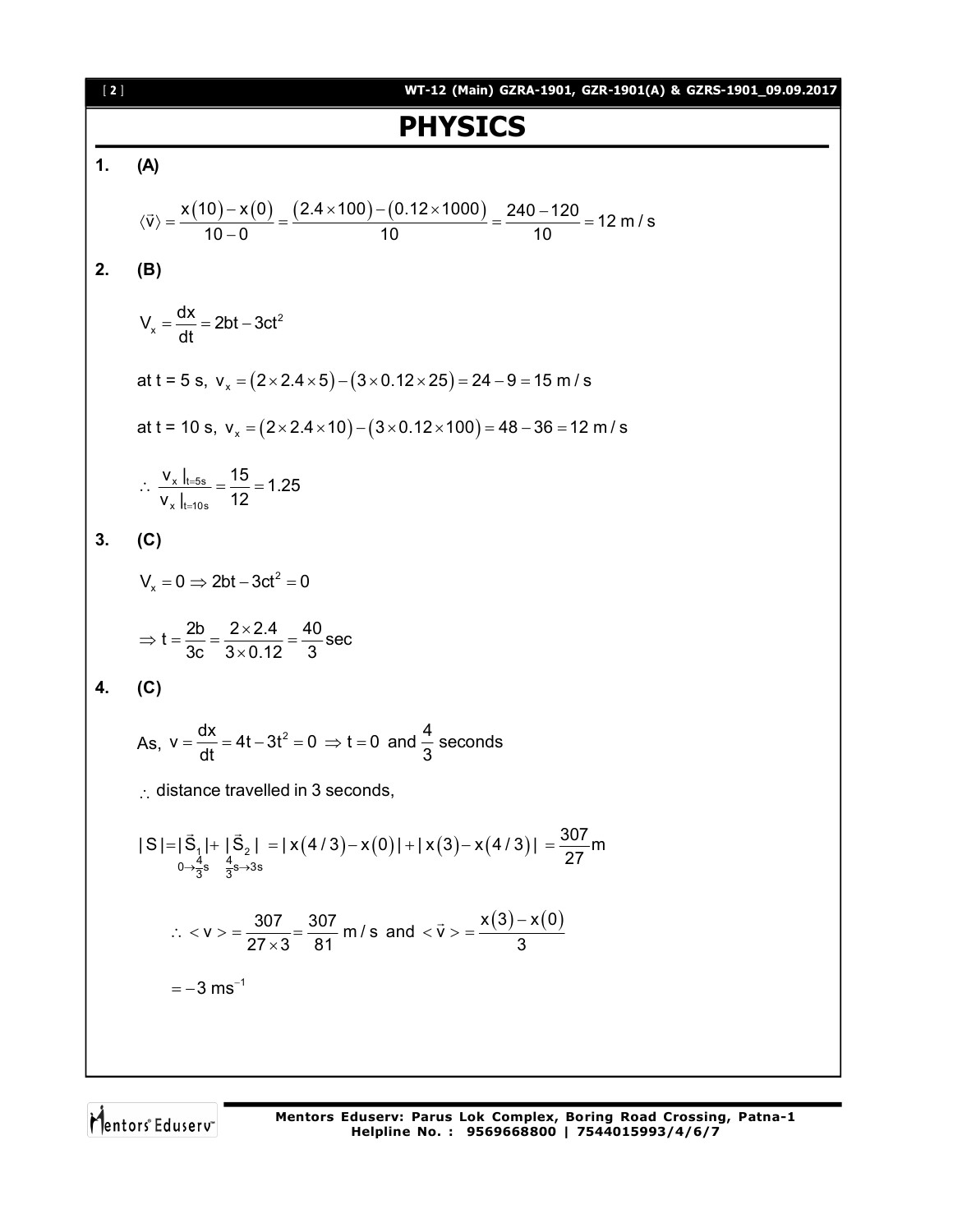# PHYSICS

**1.** **(A)**

$$\langle \vec{v} \rangle = \frac{x(10) - x(0)}{10 - 0} = \frac{(2.4 \times 100) - (0.12 \times 1000)}{10} = \frac{240 - 120}{10} = 12 \text{ m/s}$$

**2.** **(B)**

$$V_x = \frac{dx}{dt} = 2bt - 3ct^2$$

at t = 5 s, $v_x = (2 \times 2.4 \times 5) - (3 \times 0.12 \times 25) = 24 - 9 = 15 \text{ m/s}$

at t = 10 s, $v_x = (2 \times 2.4 \times 10) - (3 \times 0.12 \times 100) = 48 - 36 = 12 \text{ m/s}$

$$\therefore \frac{v_x|_{t=5s}}{v_x|_{t=10s}} = \frac{15}{12} = 1.25$$

**3.** **(C)**

$$V_x = 0 \Rightarrow 2bt - 3ct^2 = 0$$

$$\Rightarrow t = \frac{2b}{3c} = \frac{2 \times 2.4}{3 \times 0.12} = \frac{40}{3} \text{sec}$$

**4.** **(C)**

As, $v = \frac{dx}{dt} = 4t - 3t^2 = 0 \Rightarrow t = 0$ and $\frac{4}{3}$ seconds

$\therefore$ distance travelled in 3 seconds,

$$|S| = \underset{0 \to \frac{4}{3}s}{|\vec{S}_1|} + \underset{\frac{4}{3}s \to 3s}{|\vec{S}_2|} = |x(4/3) - x(0)| + |x(3) - x(4/3)| = \frac{307}{27} \text{m}$$

$$\therefore < v > = \frac{307}{27 \times 3} = \frac{307}{81} \text{ m/s and } < \vec{v} > = \frac{x(3) - x(0)}{3}$$

$$= -3 \text{ ms}^{-1}$$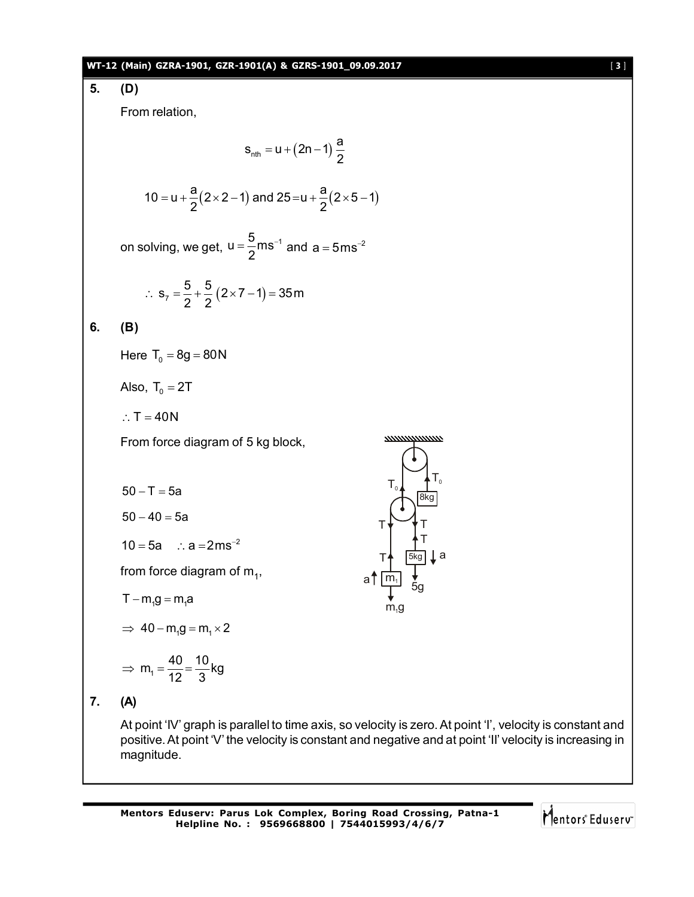**5. (D)**

From relation,

$$s_{nth} = u + (2n-1)\frac{a}{2}$$

$$10 = u + \frac{a}{2}(2\times 2 - 1) \text{ and } 25 = u + \frac{a}{2}(2\times 5 - 1)$$

on solving, we get, $u = \frac{5}{2}ms^{-1}$ and $a = 5ms^{-2}$

$$\therefore\ s_7 = \frac{5}{2} + \frac{5}{2}(2\times 7 - 1) = 35\,m$$

**6. (B)**

Here $T_0 = 8g = 80N$

Also, $T_0 = 2T$

$\therefore T = 40N$

From force diagram of 5 kg block,

$50 - T = 5a$

$50 - 40 = 5a$

$10 = 5a \quad \therefore a = 2ms^{-2}$

from force diagram of $m_1$,

$T - m_1 g = m_1 a$

$\Rightarrow\ 40 - m_1 g = m_1 \times 2$

$\Rightarrow\ m_1 = \frac{40}{12} = \frac{10}{3}kg$

**7. (A)**

At point 'IV' graph is parallel to time axis, so velocity is zero. At point 'I', velocity is constant and positive. At point 'V' the velocity is constant and negative and at point 'II' velocity is increasing in magnitude.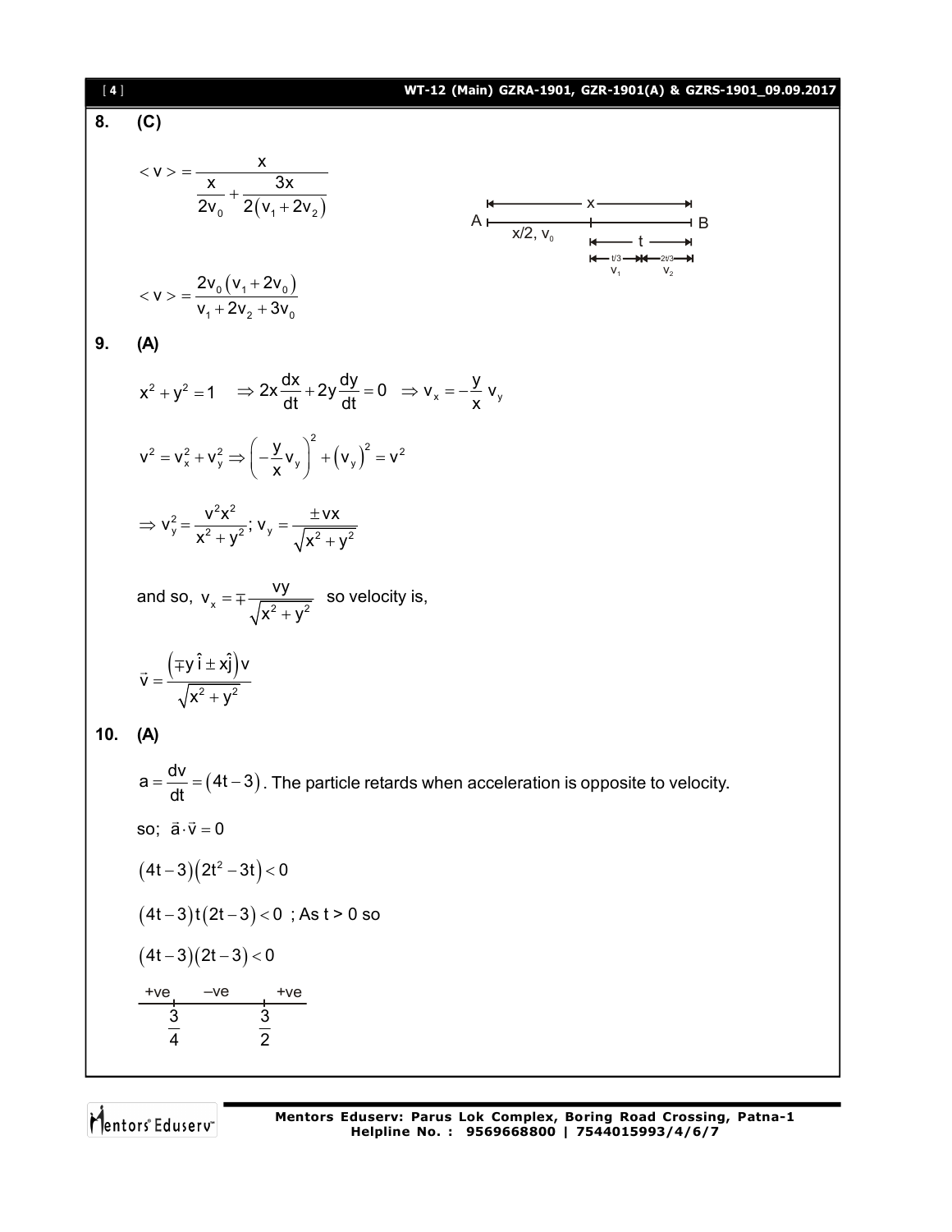**8. (C)**

$$< v > = \frac{x}{\frac{x}{2v_0} + \frac{3x}{2(v_1 + 2v_2)}}$$

A ——— x ——— B ; $x/2, v_0$ ; t ; t/3, $v_1$ ; 2t/3, $v_2$

$$< v > = \frac{2v_0(v_1 + 2v_0)}{v_1 + 2v_2 + 3v_0}$$

**9. (A)**

$$x^2 + y^2 = 1 \quad \Rightarrow 2x\frac{dx}{dt} + 2y\frac{dy}{dt} = 0 \quad \Rightarrow v_x = -\frac{y}{x}v_y$$

$$v^2 = v_x^2 + v_y^2 \Rightarrow \left(-\frac{y}{x}v_y\right)^2 + (v_y)^2 = v^2$$

$$\Rightarrow v_y^2 = \frac{v^2x^2}{x^2+y^2};\ v_y = \frac{\pm vx}{\sqrt{x^2+y^2}}$$

and so, $v_x = \mp\dfrac{vy}{\sqrt{x^2+y^2}}$ so velocity is,

$$\vec{v} = \frac{(\mp y\,\hat{i} \pm x\hat{j})v}{\sqrt{x^2+y^2}}$$

**10. (A)**

$a = \dfrac{dv}{dt} = (4t - 3)$. The particle retards when acceleration is opposite to velocity.

so; $\vec{a} \cdot \vec{v} = 0$

$(4t-3)(2t^2 - 3t) < 0$

$(4t-3)t(2t-3) < 0$ ; As t > 0 so

$(4t-3)(2t-3) < 0$

+ve ($t < \frac{3}{4}$), –ve ($\frac{3}{4} < t < \frac{3}{2}$), +ve ($t > \frac{3}{2}$)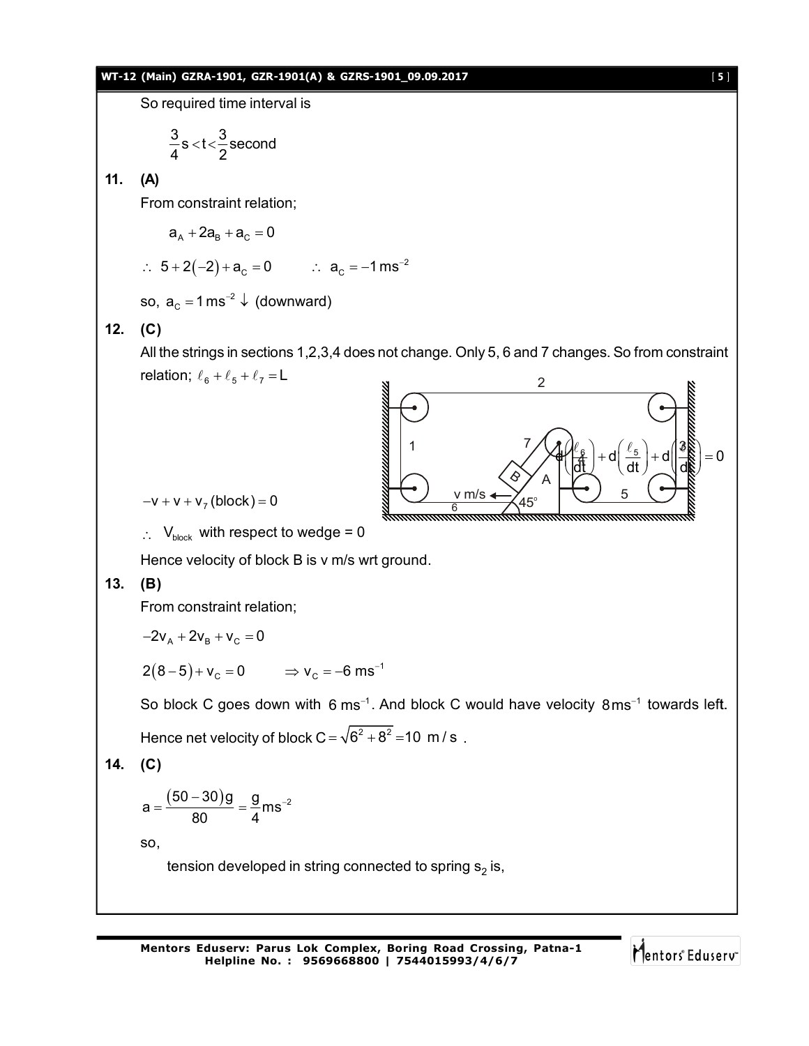So required time interval is

$$\frac{3}{4}\text{s} < t < \frac{3}{2}\text{second}$$

**11. (A)**

From constraint relation;

$$a_A + 2a_B + a_C = 0$$

$$\therefore\ 5 + 2(-2) + a_C = 0 \qquad \therefore\ a_C = -1\ \text{ms}^{-2}$$

so, $a_C = 1\ \text{ms}^{-2} \downarrow$ (downward)

**12. (C)**

All the strings in sections 1,2,3,4 does not change. Only 5, 6 and 7 changes. So from constraint relation; $\ell_6 + \ell_5 + \ell_7 = L$

$$d\left(\frac{\ell_6}{dt}\right) + d\left(\frac{\ell_5}{dt}\right) + d\left(\frac{\ell_7}{dt}\right) = 0$$

$$-v + v + v_7(\text{block}) = 0$$

$\therefore\ V_{\text{block}}$ with respect to wedge = 0

Hence velocity of block B is v m/s wrt ground.

**13. (B)**

From constraint relation;

$$-2v_A + 2v_B + v_C = 0$$

$$2(8-5) + v_C = 0 \qquad \Rightarrow v_C = -6\ \text{ms}^{-1}$$

So block C goes down with $6\ \text{ms}^{-1}$. And block C would have velocity $8\text{ms}^{-1}$ towards left.

Hence net velocity of block $C = \sqrt{6^2 + 8^2} = 10\ \text{m/s}$ .

**14. (C)**

$$a = \frac{(50-30)g}{80} = \frac{g}{4}\text{ms}^{-2}$$

so,

tension developed in string connected to spring $s_2$ is,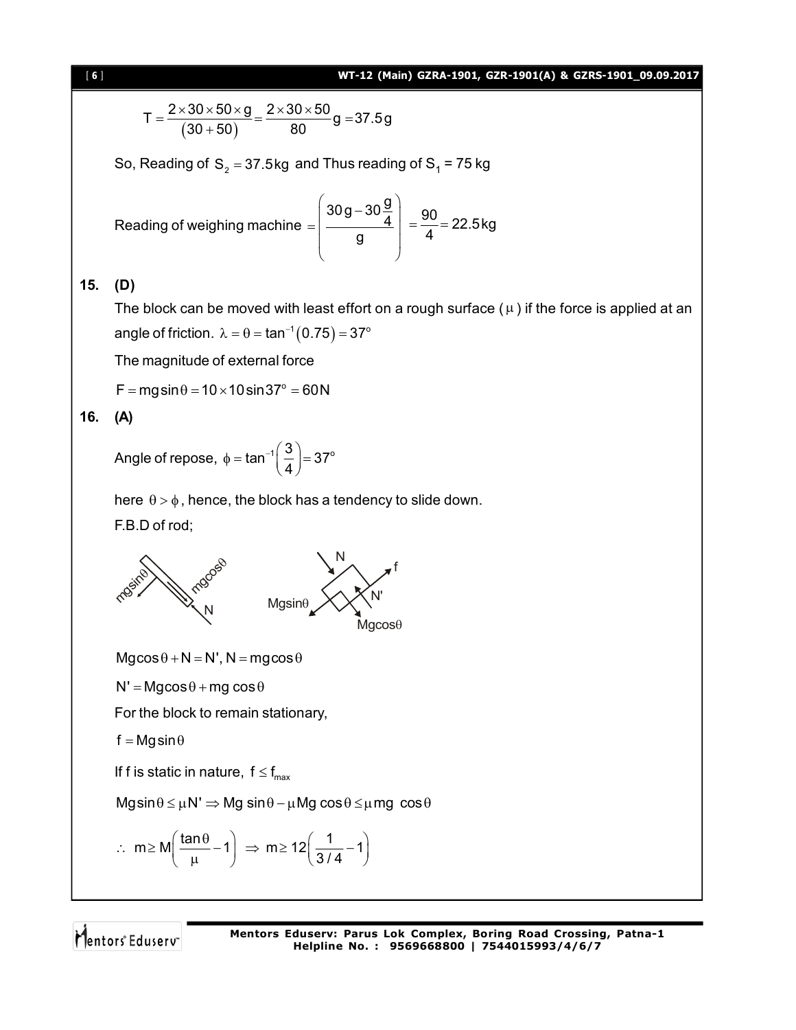$$T = \frac{2 \times 30 \times 50 \times g}{(30+50)} = \frac{2 \times 30 \times 50}{80} g = 37.5 g$$

So, Reading of $S_2 = 37.5 \text{kg}$ and Thus reading of $S_1$ = 75 kg

$$\text{Reading of weighing machine} = \left( \frac{30g - 30\frac{g}{4}}{g} \right) = \frac{90}{4} = 22.5 \text{kg}$$

**15. (D)**

The block can be moved with least effort on a rough surface ($\mu$) if the force is applied at an angle of friction. $\lambda = \theta = \tan^{-1}(0.75) = 37°$

The magnitude of external force

$F = mg \sin\theta = 10 \times 10 \sin 37° = 60 \text{N}$

**16. (A)**

Angle of repose, $\phi = \tan^{-1}\left(\frac{3}{4}\right) = 37°$

here $\theta > \phi$, hence, the block has a tendency to slide down.

F.B.D of rod;

$Mg\cos\theta + N = N', N = mg\cos\theta$

$N' = Mg\cos\theta + mg\cos\theta$

For the block to remain stationary,

$f = Mg\sin\theta$

If f is static in nature, $f \le f_{max}$

$Mg\sin\theta \le \mu N' \Rightarrow Mg\sin\theta - \mu Mg\cos\theta \le \mu mg\cos\theta$

$$\therefore\ m \ge M\left(\frac{\tan\theta}{\mu} - 1\right) \Rightarrow m \ge 12\left(\frac{1}{3/4} - 1\right)$$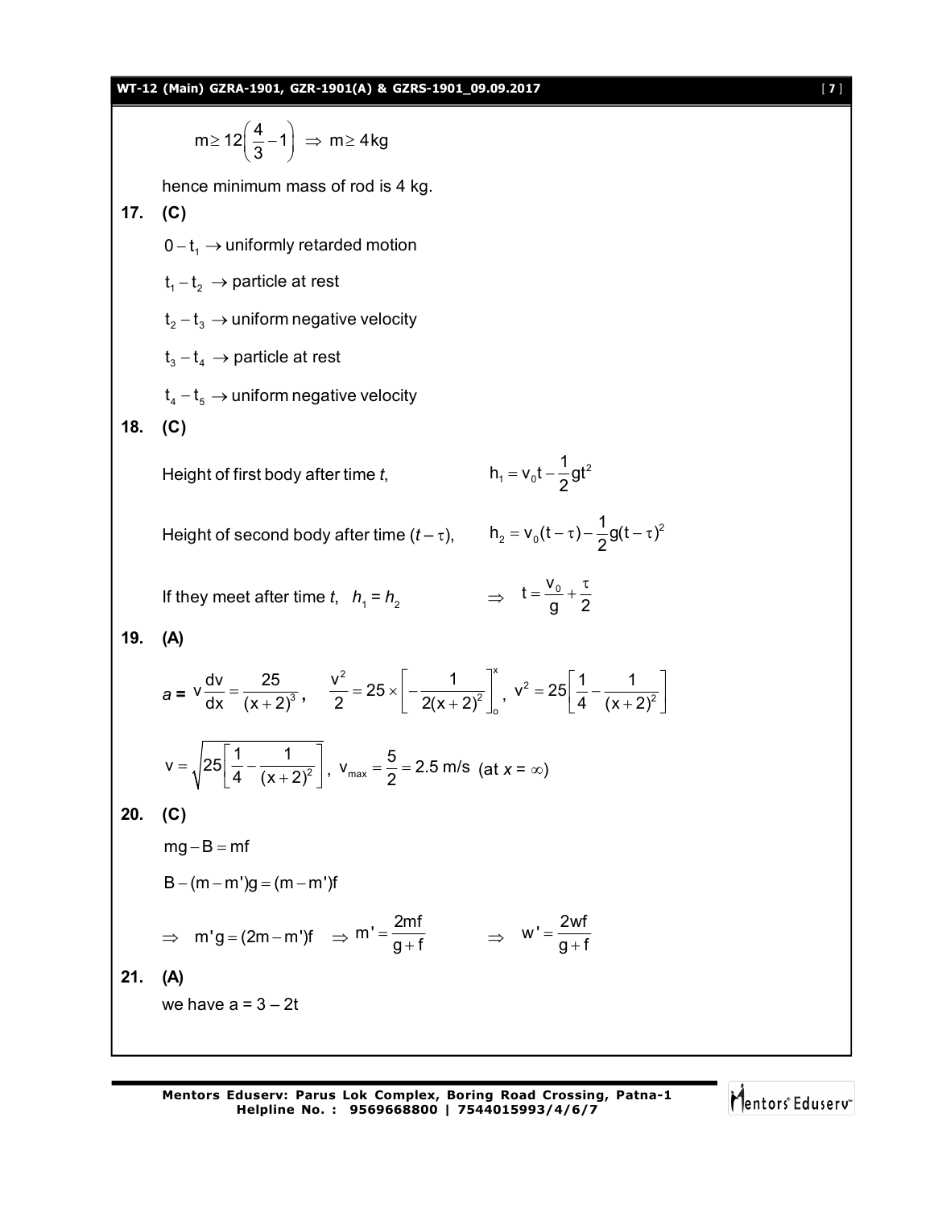$$m \geq 12\left(\frac{4}{3}-1\right) \Rightarrow m \geq 4\text{kg}$$

hence minimum mass of rod is 4 kg.

**17. (C)**

$0 - t_1 \rightarrow$ uniformly retarded motion

$t_1 - t_2 \rightarrow$ particle at rest

$t_2 - t_3 \rightarrow$ uniform negative velocity

$t_3 - t_4 \rightarrow$ particle at rest

$t_4 - t_5 \rightarrow$ uniform negative velocity

**18. (C)**

Height of first body after time *t*, $\quad h_1 = v_0 t - \frac{1}{2}gt^2$

Height of second body after time $(t-\tau)$, $\quad h_2 = v_0(t-\tau) - \frac{1}{2}g(t-\tau)^2$

If they meet after time *t*, $h_1 = h_2$ $\quad \Rightarrow \quad t = \frac{v_0}{g} + \frac{\tau}{2}$

**19. (A)**

$$a = v\frac{dv}{dx} = \frac{25}{(x+2)^3}, \quad \frac{v^2}{2} = 25 \times \left[-\frac{1}{2(x+2)^2}\right]_o^x, \quad v^2 = 25\left[\frac{1}{4} - \frac{1}{(x+2)^2}\right]$$

$$v = \sqrt{25\left[\frac{1}{4} - \frac{1}{(x+2)^2}\right]}, \quad v_{max} = \frac{5}{2} = 2.5 \text{ m/s} \text{ (at } x = \infty)$$

**20. (C)**

$mg - B = mf$

$B - (m - m')g = (m - m')f$

$$\Rightarrow \quad m'g = (2m - m')f \quad \Rightarrow m' = \frac{2mf}{g+f} \quad \Rightarrow \quad w' = \frac{2wf}{g+f}$$

**21. (A)**

we have $a = 3 - 2t$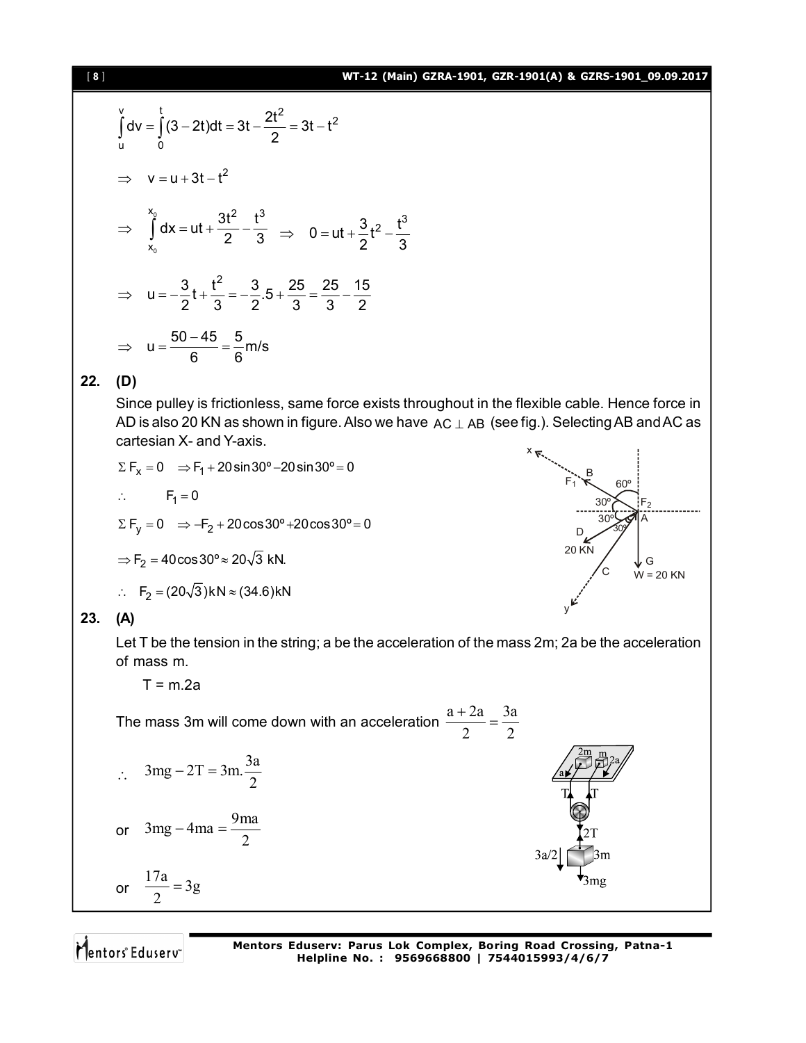$$\int_u^v dv = \int_0^t (3-2t)dt = 3t - \frac{2t^2}{2} = 3t - t^2$$

$$\Rightarrow \quad v = u + 3t - t^2$$

$$\Rightarrow \quad \int_{x_0}^{x_0} dx = ut + \frac{3t^2}{2} - \frac{t^3}{3} \quad \Rightarrow \quad 0 = ut + \frac{3}{2}t^2 - \frac{t^3}{3}$$

$$\Rightarrow \quad u = -\frac{3}{2}t + \frac{t^2}{3} = -\frac{3}{2}.5 + \frac{25}{3} = \frac{25}{3} - \frac{15}{2}$$

$$\Rightarrow \quad u = \frac{50-45}{6} = \frac{5}{6} \text{m/s}$$

**22. (D)**

Since pulley is frictionless, same force exists throughout in the flexible cable. Hence force in AD is also 20 KN as shown in figure. Also we have $AC \perp AB$ (see fig.). Selecting AB and AC as cartesian X- and Y-axis.

$$\Sigma F_x = 0 \quad \Rightarrow F_1 + 20\sin 30^\circ - 20\sin 30^\circ = 0$$

$$\therefore \quad F_1 = 0$$

$$\Sigma F_y = 0 \quad \Rightarrow -F_2 + 20\cos 30^\circ + 20\cos 30^\circ = 0$$

$$\Rightarrow F_2 = 40\cos 30^\circ \approx 20\sqrt{3} \text{ kN.}$$

$$\therefore \quad F_2 = (20\sqrt{3})\text{kN} \approx (34.6)\text{kN}$$

**23. (A)**

Let T be the tension in the string; a be the acceleration of the mass 2m; 2a be the acceleration of mass m.

$$T = m.2a$$

The mass 3m will come down with an acceleration $\frac{a+2a}{2} = \frac{3a}{2}$

$$\therefore \quad 3mg - 2T = 3m.\frac{3a}{2}$$

or $\quad 3mg - 4ma = \frac{9ma}{2}$

or $\quad \frac{17a}{2} = 3g$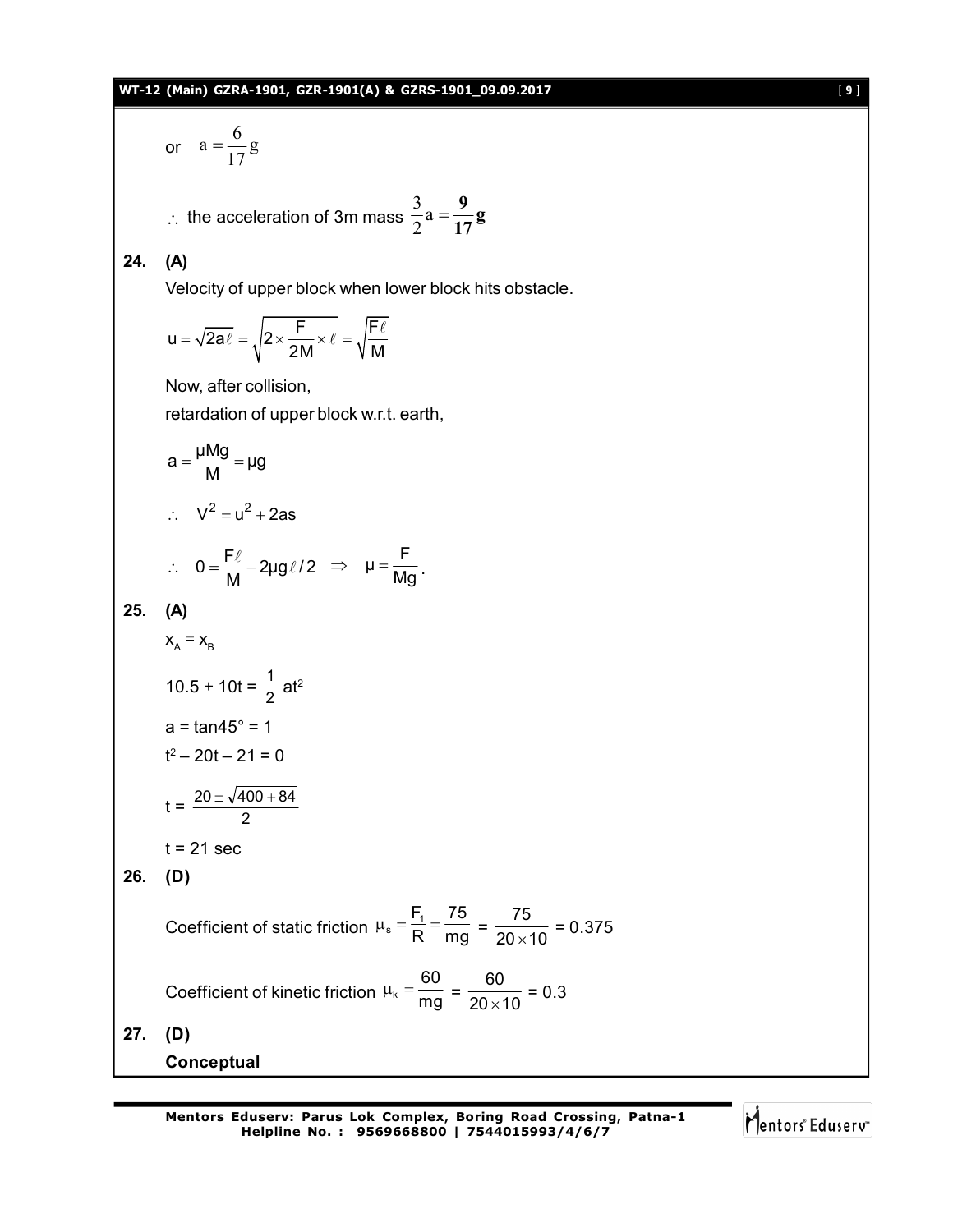or $a = \frac{6}{17}g$

$\therefore$ the acceleration of 3m mass $\frac{3}{2}a = \mathbf{\frac{9}{17}g}$

**24. (A)**

Velocity of upper block when lower block hits obstacle.

$$u = \sqrt{2a\ell} = \sqrt{2 \times \frac{F}{2M} \times \ell} = \sqrt{\frac{F\ell}{M}}$$

Now, after collision,

retardation of upper block w.r.t. earth,

$$a = \frac{\mu Mg}{M} = \mu g$$

$$\therefore \quad V^2 = u^2 + 2as$$

$$\therefore \quad 0 = \frac{F\ell}{M} - 2\mu g \ell / 2 \quad \Rightarrow \quad \mu = \frac{F}{Mg}.$$

**25. (A)**

$x_A = x_B$

$10.5 + 10t = \frac{1}{2}at^2$

$a = \tan 45° = 1$

$t^2 - 20t - 21 = 0$

$t = \frac{20 \pm \sqrt{400 + 84}}{2}$

$t = 21$ sec

**26. (D)**

Coefficient of static friction $\mu_s = \frac{F_1}{R} = \frac{75}{mg} = \frac{75}{20 \times 10} = 0.375$

Coefficient of kinetic friction $\mu_k = \frac{60}{mg} = \frac{60}{20 \times 10} = 0.3$

**27. (D)**

**Conceptual**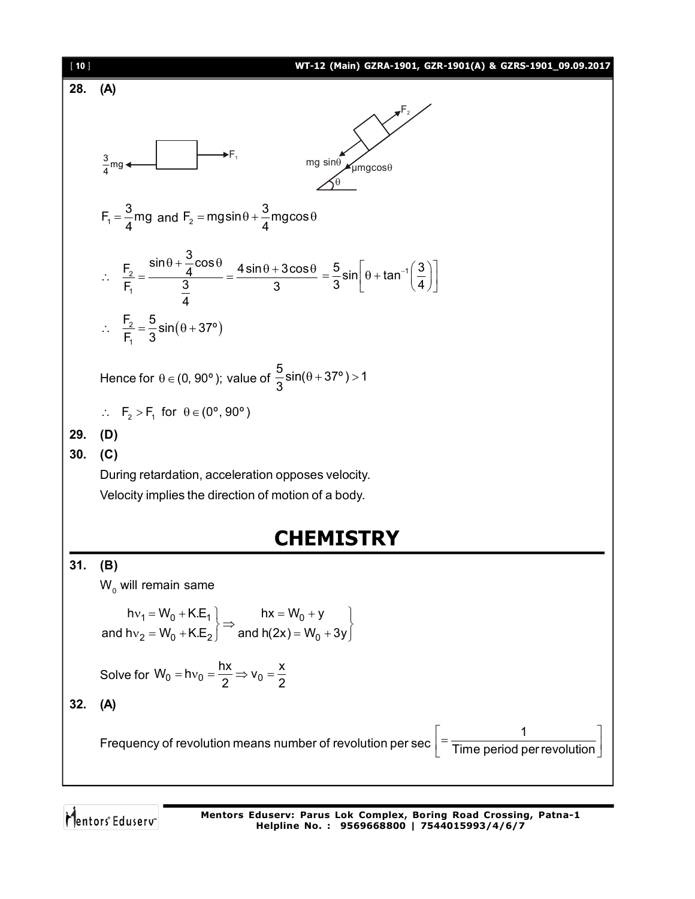**28. (A)**

$\frac{3}{4}$mg ← [block] → $F_1$

mg sinθ, μmgcosθ, $F_2$, θ

$F_1 = \frac{3}{4}mg$ and $F_2 = mg\sin\theta + \frac{3}{4}mg\cos\theta$

$$\therefore \quad \frac{F_2}{F_1} = \frac{\sin\theta + \frac{3}{4}\cos\theta}{\frac{3}{4}} = \frac{4\sin\theta + 3\cos\theta}{3} = \frac{5}{3}\sin\left[\theta + \tan^{-1}\left(\frac{3}{4}\right)\right]$$

$$\therefore \quad \frac{F_2}{F_1} = \frac{5}{3}\sin(\theta + 37^\circ)$$

Hence for $\theta \in (0, 90^\circ)$; value of $\frac{5}{3}\sin(\theta + 37^\circ) > 1$

$\therefore \quad F_2 > F_1$ for $\theta \in (0^\circ, 90^\circ)$

**29. (D)**

**30. (C)**

During retardation, acceleration opposes velocity.

Velocity implies the direction of motion of a body.

# CHEMISTRY

**31. (B)**

$W_0$ will remain same

$$\left.\begin{aligned} h\nu_1 &= W_0 + K.E_1 \\ \text{and } h\nu_2 &= W_0 + K.E_2 \end{aligned}\right\} \Rightarrow \left.\begin{aligned} hx &= W_0 + y \\ \text{and } h(2x) &= W_0 + 3y \end{aligned}\right\}$$

Solve for $W_0 = h\nu_0 = \frac{hx}{2} \Rightarrow \nu_0 = \frac{x}{2}$

**32. (A)**

Frequency of revolution means number of revolution per sec $\left[= \frac{1}{\text{Time period per revolution}}\right]$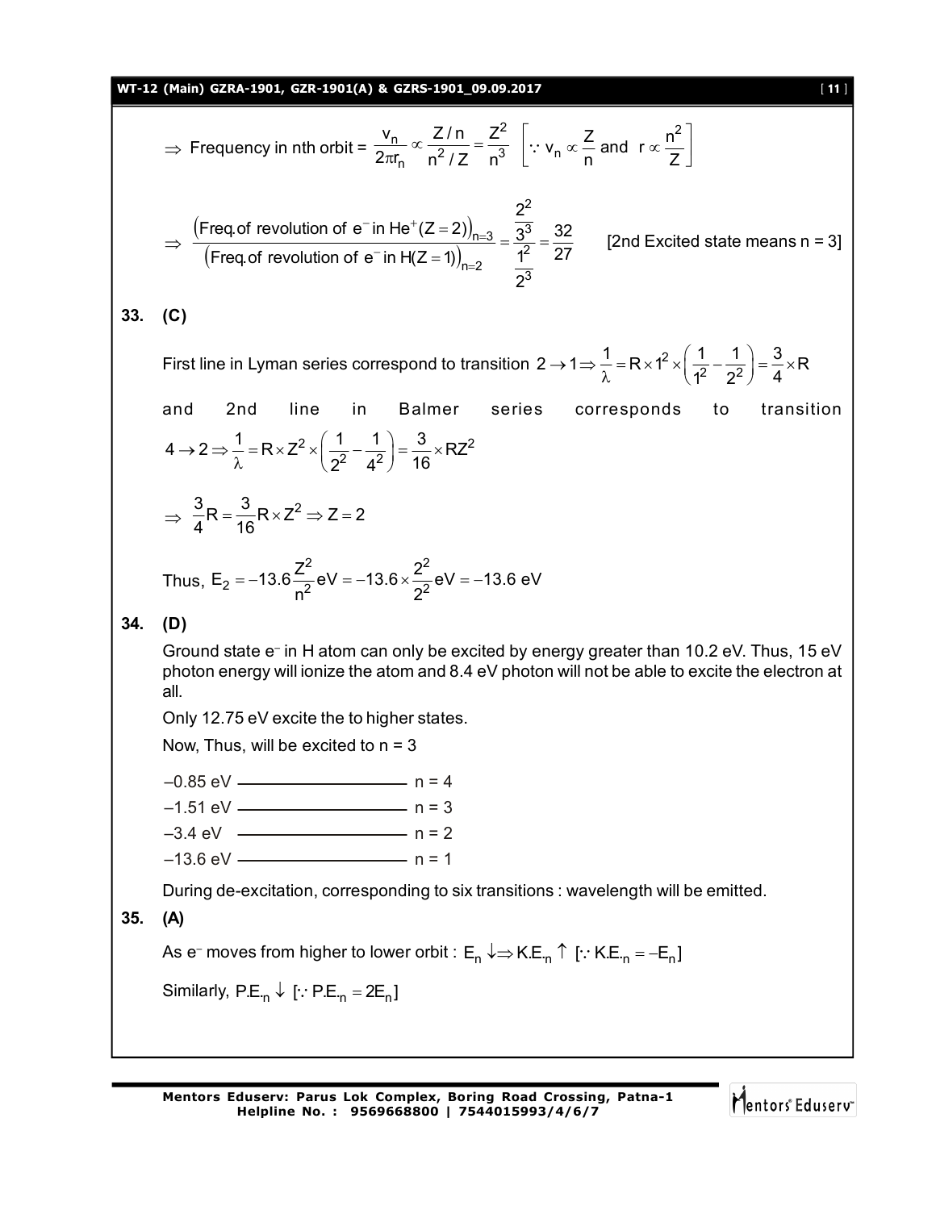$\Rightarrow$ Frequency in nth orbit = $\dfrac{v_n}{2\pi r_n} \propto \dfrac{Z/n}{n^2/Z} = \dfrac{Z^2}{n^3}$ $\left[\because v_n \propto \dfrac{Z}{n} \text{ and } r \propto \dfrac{n^2}{Z}\right]$

$$\Rightarrow \frac{\left(\text{Freq. of revolution of } e^- \text{ in } He^+ (Z=2)\right)_{n=3}}{\left(\text{Freq. of revolution of } e^- \text{ in } H(Z=1)\right)_{n=2}} = \frac{\frac{2^2}{3^3}}{\frac{1^2}{2^3}} = \frac{32}{27}$$ [2nd Excited state means n = 3]

**33. (C)**

First line in Lyman series correspond to transition $2 \rightarrow 1 \Rightarrow \dfrac{1}{\lambda} = R \times 1^2 \times \left(\dfrac{1}{1^2} - \dfrac{1}{2^2}\right) = \dfrac{3}{4} \times R$

and 2nd line in Balmer series corresponds to transition $4 \rightarrow 2 \Rightarrow \dfrac{1}{\lambda} = R \times Z^2 \times \left(\dfrac{1}{2^2} - \dfrac{1}{4^2}\right) = \dfrac{3}{16} \times RZ^2$

$$\Rightarrow \frac{3}{4}R = \frac{3}{16}R \times Z^2 \Rightarrow Z = 2$$

Thus, $E_2 = -13.6\dfrac{Z^2}{n^2}\text{eV} = -13.6 \times \dfrac{2^2}{2^2}\text{eV} = -13.6 \text{ eV}$

**34. (D)**

Ground state $e^-$ in H atom can only be excited by energy greater than 10.2 eV. Thus, 15 eV photon energy will ionize the atom and 8.4 eV photon will not be able to excite the electron at all.

Only 12.75 eV excite the to higher states.

Now, Thus, will be excited to n = 3

| Energy | Level |
|---|---|
| –0.85 eV | n = 4 |
| –1.51 eV | n = 3 |
| –3.4 eV | n = 2 |
| –13.6 eV | n = 1 |

During de-excitation, corresponding to six transitions : wavelength will be emitted.

**35. (A)**

As $e^-$ moves from higher to lower orbit : $E_n \downarrow \Rightarrow K.E._n \uparrow$ $[\because K.E._n = -E_n]$

Similarly, $P.E._n \downarrow$ $[\because P.E._n = 2E_n]$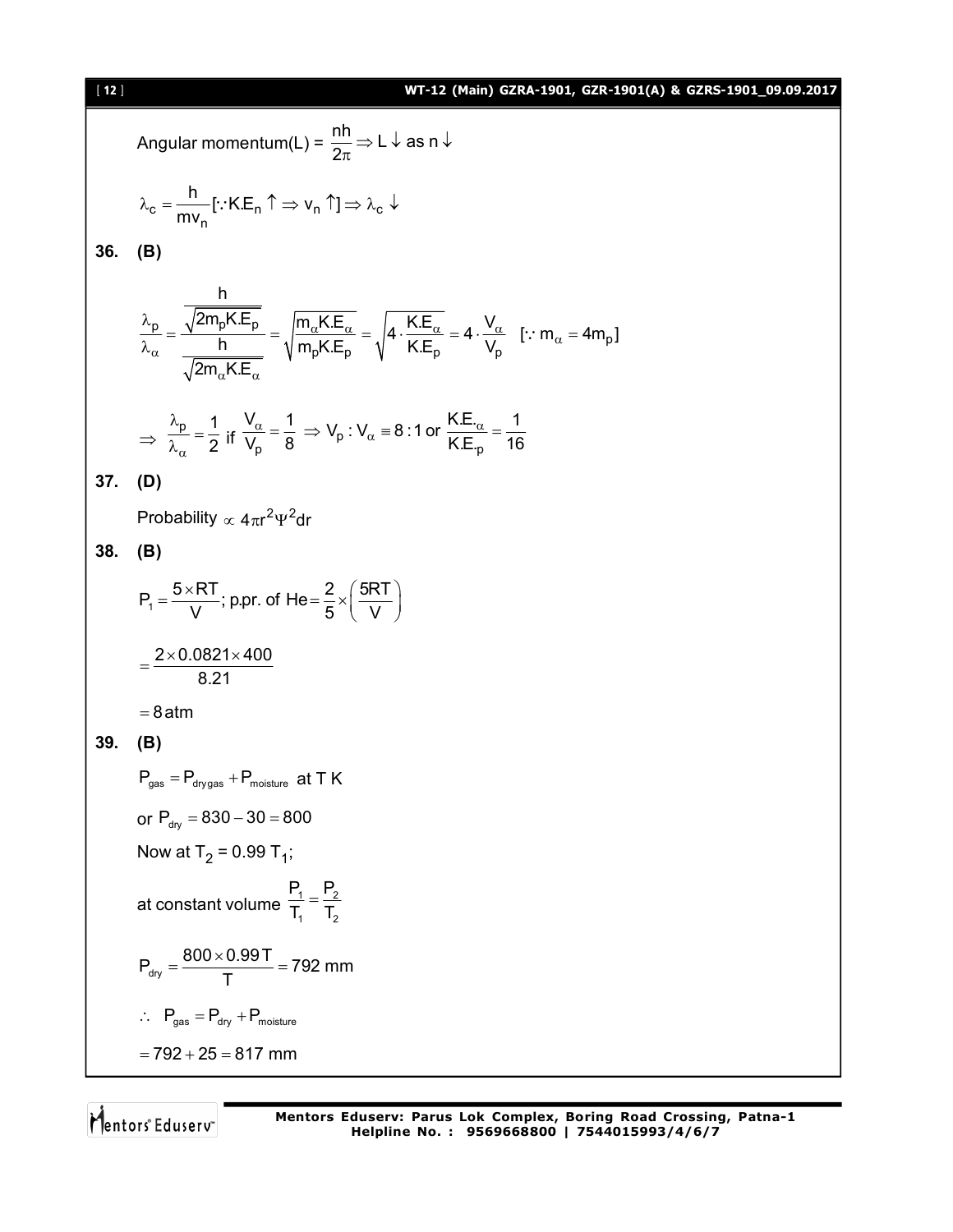Angular momentum(L) = $\frac{nh}{2\pi} \Rightarrow L \downarrow$ as $n \downarrow$

$$\lambda_c = \frac{h}{mv_n} [\because K.E_n \uparrow \Rightarrow v_n \uparrow] \Rightarrow \lambda_c \downarrow$$

**36. (B)**

$$\frac{\lambda_p}{\lambda_\alpha} = \frac{\frac{h}{\sqrt{2m_p K.E_p}}}{\frac{h}{\sqrt{2m_\alpha K.E_\alpha}}} = \sqrt{\frac{m_\alpha K.E_\alpha}{m_p K.E_p}} = \sqrt{4 \cdot \frac{K.E_\alpha}{K.E_p}} = 4 \cdot \frac{V_\alpha}{V_p} \quad [\because m_\alpha = 4m_p]$$

$$\Rightarrow \frac{\lambda_p}{\lambda_\alpha} = \frac{1}{2} \text{ if } \frac{V_\alpha}{V_p} = \frac{1}{8} \Rightarrow V_p : V_\alpha \equiv 8:1 \text{ or } \frac{K.E._\alpha}{K.E._p} = \frac{1}{16}$$

**37. (D)**

Probability $\propto 4\pi r^2 \Psi^2 dr$

**38. (B)**

$$P_1 = \frac{5 \times RT}{V}; \text{ p.pr. of He} = \frac{2}{5} \times \left(\frac{5RT}{V}\right)$$

$$= \frac{2 \times 0.0821 \times 400}{8.21}$$

$$= 8 \text{ atm}$$

**39. (B)**

$P_{gas} = P_{dry gas} + P_{moisture}$ at T K

or $P_{dry} = 830 - 30 = 800$

Now at $T_2 = 0.99\, T_1$;

at constant volume $\frac{P_1}{T_1} = \frac{P_2}{T_2}$

$$P_{dry} = \frac{800 \times 0.99T}{T} = 792 \text{ mm}$$

$\therefore \quad P_{gas} = P_{dry} + P_{moisture}$

$= 792 + 25 = 817$ mm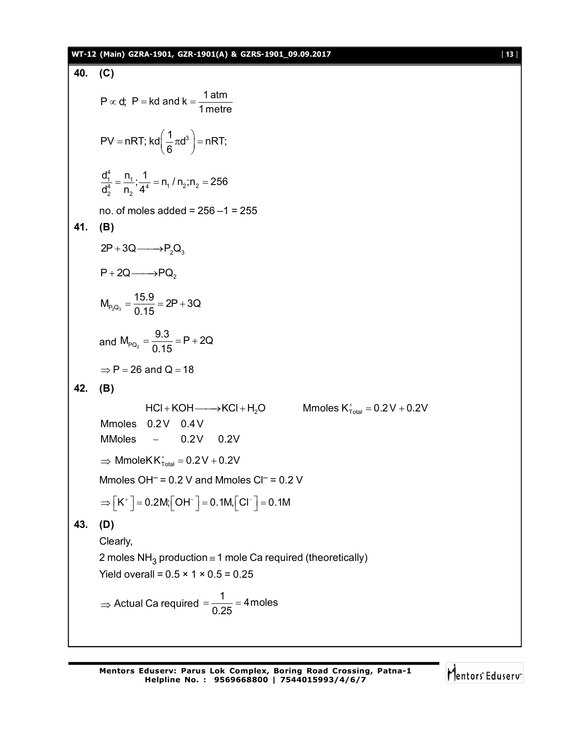**40. (C)**

$$P \propto d;\ P = kd \text{ and } k = \frac{1\text{ atm}}{1\text{ metre}}$$

$$PV = nRT;\ kd\left(\frac{1}{6}\pi d^3\right) = nRT;$$

$$\frac{d_1^4}{d_2^4} = \frac{n_1}{n_2};\ \frac{1}{4^4} = n_1/n_2;\ n_2 = 256$$

no. of moles added = 256 – 1 = 255

**41. (B)**

$$2P + 3Q \longrightarrow P_2Q_3$$

$$P + 2Q \longrightarrow PQ_2$$

$$M_{P_2Q_3} = \frac{15.9}{0.15} = 2P + 3Q$$

and $M_{PQ_2} = \dfrac{9.3}{0.15} = P + 2Q$

$\Rightarrow P = 26$ and $Q = 18$

**42. (B)**

| | $HCl$ | $+\ KOH \longrightarrow$ | $KCl$ | $+\ H_2O$ |
|---|---|---|---|---|
| Mmoles | $0.2V$ | $0.4V$ | | |
| MMoles | $-$ | $0.2V$ | $0.2V$ | |

Mmoles $K^+_{Total} = 0.2V + 0.2V$

$\Rightarrow$ MmoleK $K^+_{Total} = 0.2V + 0.2V$

Mmoles $OH^-$ = 0.2 V and Mmoles $Cl^-$ = 0.2 V

$\Rightarrow \left[K^+\right] = 0.2M; \left[OH^-\right] = 0.1M, \left[Cl^-\right] = 0.1M$

**43. (D)**

Clearly,

2 moles $NH_3$ production $\equiv$ 1 mole Ca required (theoretically)

Yield overall = 0.5 × 1 × 0.5 = 0.25

$\Rightarrow$ Actual Ca required $= \dfrac{1}{0.25} = 4$ moles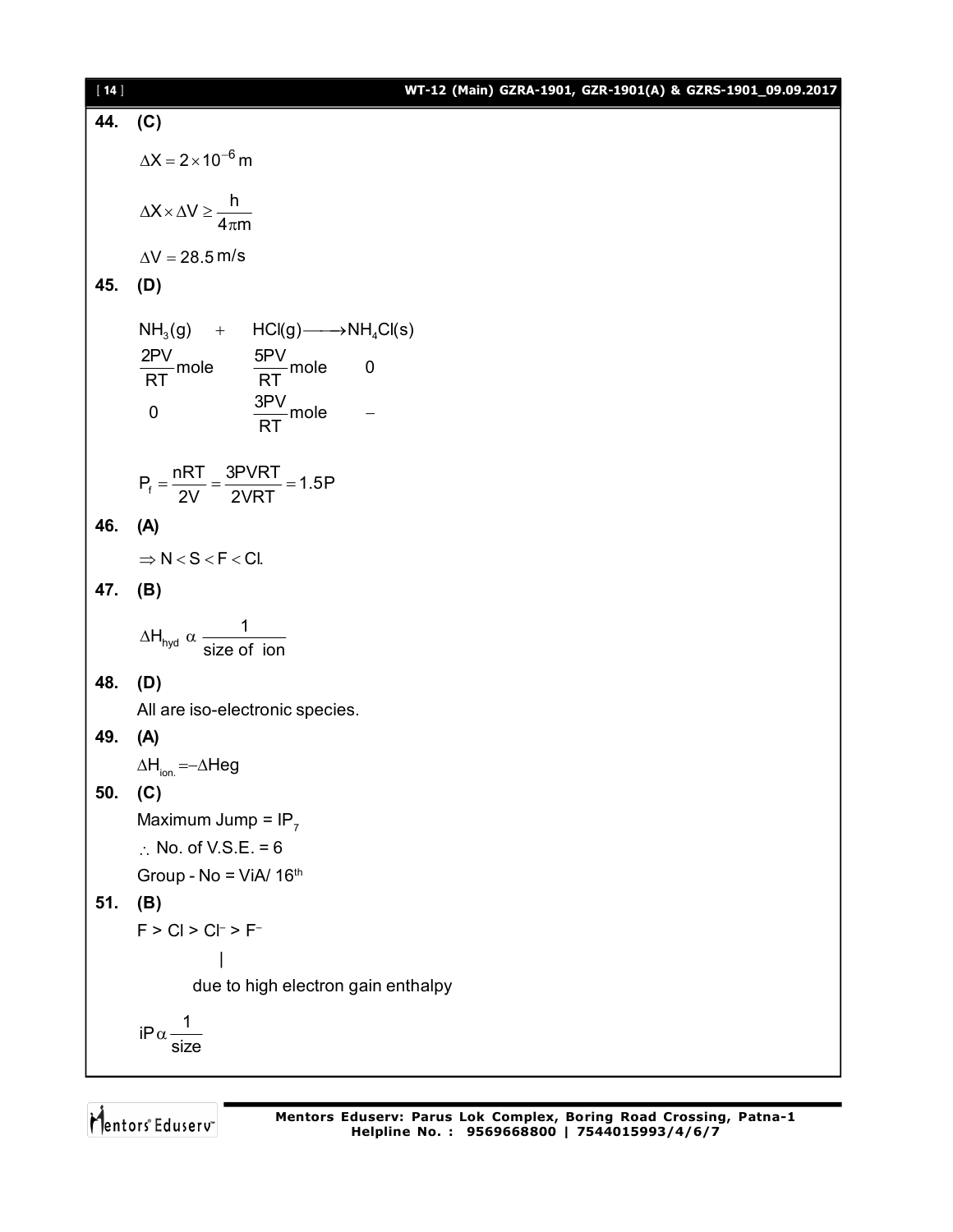**44. (C)**

$\Delta X = 2 \times 10^{-6}$ m

$\Delta X \times \Delta V \geq \frac{h}{4\pi m}$

$\Delta V = 28.5$ m/s

**45. (D)**

$$\begin{array}{lll} NH_3(g) & + \quad HCl(g) \longrightarrow & NH_4Cl(s) \\ \frac{2PV}{RT}\text{mole} & \quad \frac{5PV}{RT}\text{mole} & \quad 0 \\ \quad 0 & \quad \frac{3PV}{RT}\text{mole} & \quad - \end{array}$$

$$P_f = \frac{nRT}{2V} = \frac{3PVRT}{2VRT} = 1.5P$$

**46. (A)**

$\Rightarrow N < S < F < Cl.$

**47. (B)**

$\Delta H_{hyd} \ \alpha \ \frac{1}{\text{size of ion}}$

**48. (D)**

All are iso-electronic species.

**49. (A)**

$\Delta H_{ion.} = -\Delta Heg$

**50. (C)**

Maximum Jump = $IP_7$

$\therefore$ No. of V.S.E. = 6

Group - No = ViA/ 16[th]

**51. (B)**

$F > Cl > Cl^- > F^-$

|

due to high electron gain enthalpy

$iP \, \alpha \, \frac{1}{\text{size}}$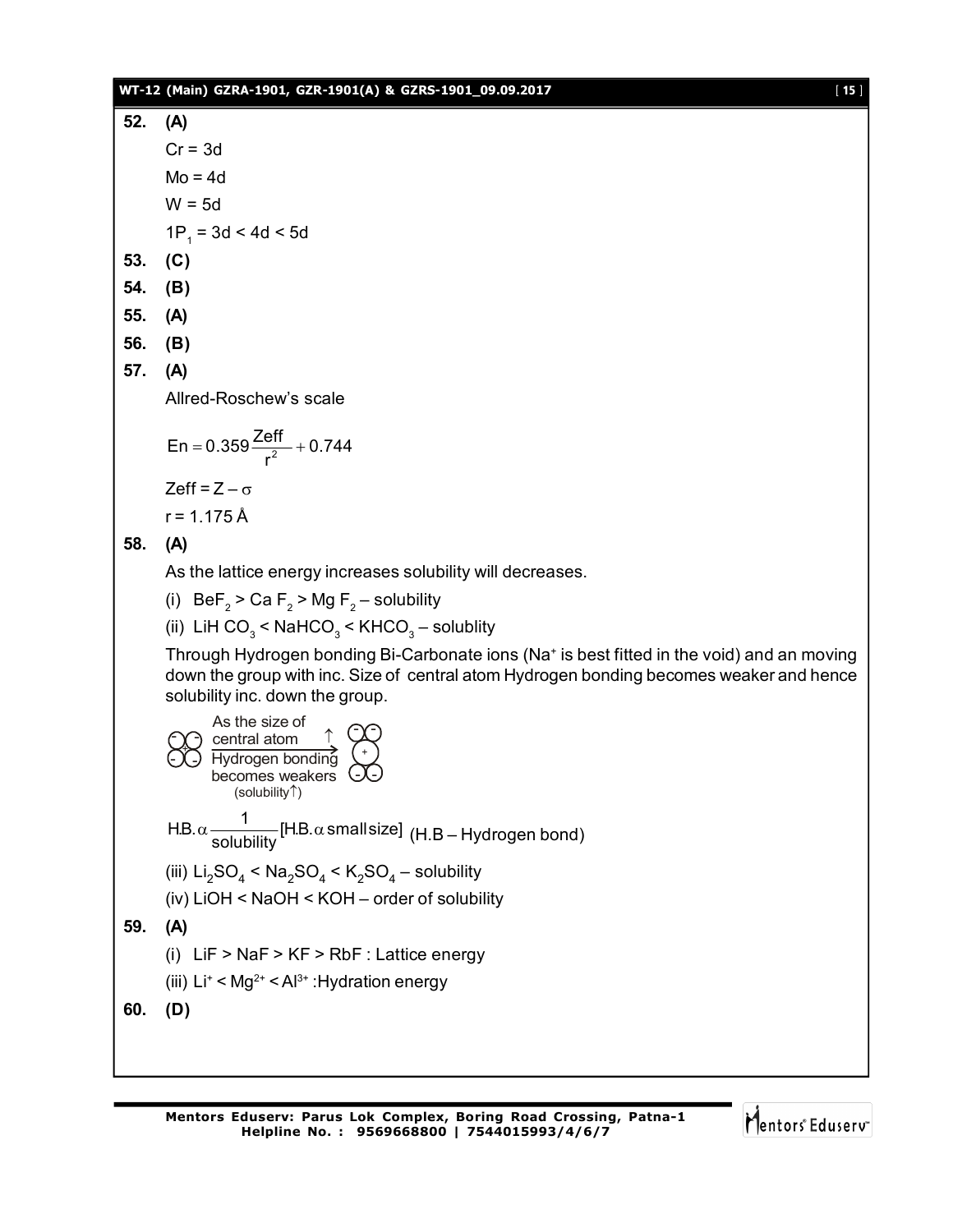**52. (A)**

$Cr = 3d$

$Mo = 4d$

$W = 5d$

$1P_1 = 3d < 4d < 5d$

**53. (C)**

**54. (B)**

**55. (A)**

**56. (B)**

**57. (A)**

Allred-Roschew's scale

$$En = 0.359\frac{Zeff}{r^2} + 0.744$$

$Zeff = Z - \sigma$

$r = 1.175$ Å

**58. (A)**

As the lattice energy increases solubility will decreases.

(i) $BeF_2 > Ca\,F_2 > Mg\,F_2$ – solubility

(ii) $LiH\,CO_3 < NaHCO_3 < KHCO_3$ – solublity

Through Hydrogen bonding Bi-Carbonate ions ($Na^+$ is best fitted in the void) and an moving down the group with inc. Size of central atom Hydrogen bonding becomes weaker and hence solubility inc. down the group.

As the size of central atom ↑ Hydrogen bonding becomes weakers (solubility↑)

$H.B. \alpha \frac{1}{solubility}$ [$H.B. \alpha$ small size] (H.B – Hydrogen bond)

(iii) $Li_2SO_4 < Na_2SO_4 < K_2SO_4$ – solubility

(iv) $LiOH < NaOH < KOH$ – order of solubility

**59. (A)**

(i) $LiF > NaF > KF > RbF$ : Lattice energy

(iii) $Li^+ < Mg^{2+} < Al^{3+}$ :Hydration energy

**60. (D)**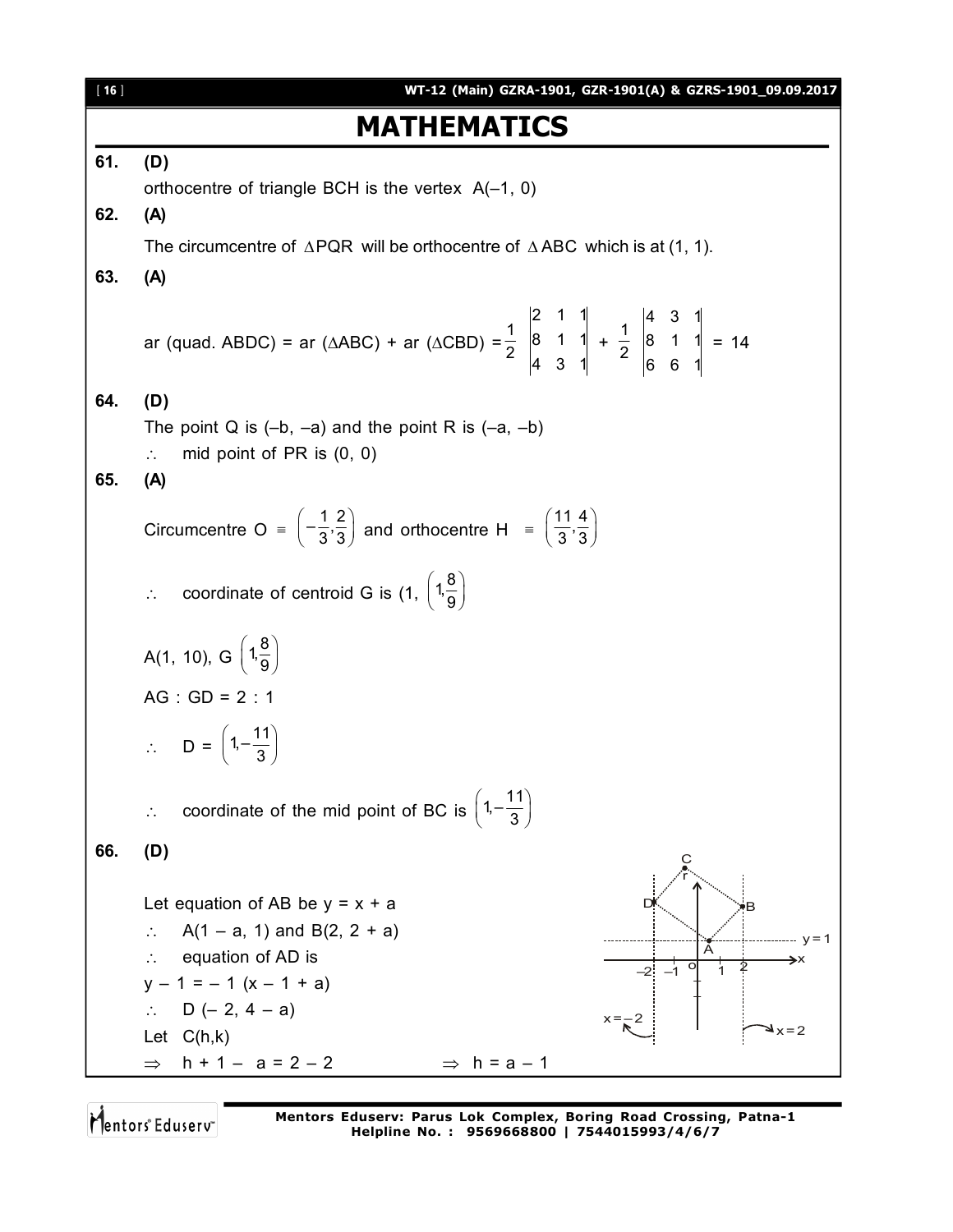# MATHEMATICS

**61. (D)**

orthocentre of triangle BCH is the vertex A(–1, 0)

**62. (A)**

The circumcentre of $\Delta PQR$ will be orthocentre of $\Delta ABC$ which is at (1, 1).

**63. (A)**

ar (quad. ABDC) = ar ($\Delta$ABC) + ar ($\Delta$CBD) $= \frac{1}{2}\begin{vmatrix} 2 & 1 & 1 \\ 8 & 1 & 1 \\ 4 & 3 & 1 \end{vmatrix} + \frac{1}{2}\begin{vmatrix} 4 & 3 & 1 \\ 8 & 1 & 1 \\ 6 & 6 & 1 \end{vmatrix} = 14$

**64. (D)**

The point Q is (–b, –a) and the point R is (–a, –b)

$\therefore$ mid point of PR is (0, 0)

**65. (A)**

Circumcentre O $\equiv \left(-\frac{1}{3}, \frac{2}{3}\right)$ and orthocentre H $\equiv \left(\frac{11}{3}, \frac{4}{3}\right)$

$\therefore$ coordinate of centroid G is (1, $\left(1, \frac{8}{9}\right)$

A(1, 10), G $\left(1, \frac{8}{9}\right)$

AG : GD = 2 : 1

$\therefore$ D = $\left(1, -\frac{11}{3}\right)$

$\therefore$ coordinate of the mid point of BC is $\left(1, -\frac{11}{3}\right)$

**66. (D)**

Let equation of AB be y = x + a

$\therefore$ A(1 – a, 1) and B(2, 2 + a)

$\therefore$ equation of AD is

y – 1 = – 1 (x – 1 + a)

$\therefore$ D (– 2, 4 – a)

Let C(h,k)

$\Rightarrow$ h + 1 – a = 2 – 2 $\qquad \Rightarrow$ h = a – 1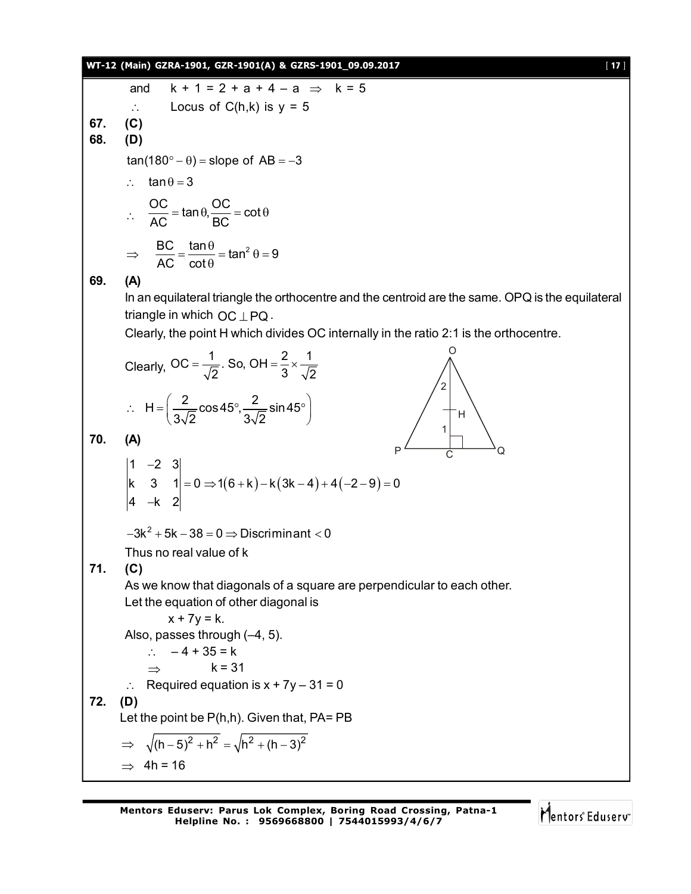and $k + 1 = 2 + a + 4 - a \Rightarrow k = 5$

$\therefore$ Locus of C(h,k) is $y = 5$

**67. (C)**

**68. (D)**

$\tan(180° - \theta) = \text{slope of } AB = -3$

$\therefore \tan\theta = 3$

$\therefore \frac{OC}{AC} = \tan\theta, \frac{OC}{BC} = \cot\theta$

$\Rightarrow \frac{BC}{AC} = \frac{\tan\theta}{\cot\theta} = \tan^2\theta = 9$

**69. (A)**

In an equilateral triangle the orthocentre and the centroid are the same. OPQ is the equilateral triangle in which $OC \perp PQ$.

Clearly, the point H which divides OC internally in the ratio 2:1 is the orthocentre.

Clearly, $OC = \frac{1}{\sqrt{2}}$. So, $OH = \frac{2}{3} \times \frac{1}{\sqrt{2}}$

$\therefore H = \left(\frac{2}{3\sqrt{2}}\cos 45°, \frac{2}{3\sqrt{2}}\sin 45°\right)$

**70. (A)**

$$\begin{vmatrix} 1 & -2 & 3 \\ k & 3 & 1 \\ 4 & -k & 2 \end{vmatrix} = 0 \Rightarrow 1(6+k) - k(3k-4) + 4(-2-9) = 0$$

$-3k^2 + 5k - 38 = 0 \Rightarrow \text{Discriminant} < 0$

Thus no real value of k

**71. (C)**

As we know that diagonals of a square are perpendicular to each other.

Let the equation of other diagonal is

$x + 7y = k$.

Also, passes through (–4, 5).

$\therefore -4 + 35 = k$

$\Rightarrow k = 31$

$\therefore$ Required equation is $x + 7y - 31 = 0$

**72. (D)**

Let the point be P(h,h). Given that, PA= PB

$\Rightarrow \sqrt{(h-5)^2 + h^2} = \sqrt{h^2 + (h-3)^2}$

$\Rightarrow 4h = 16$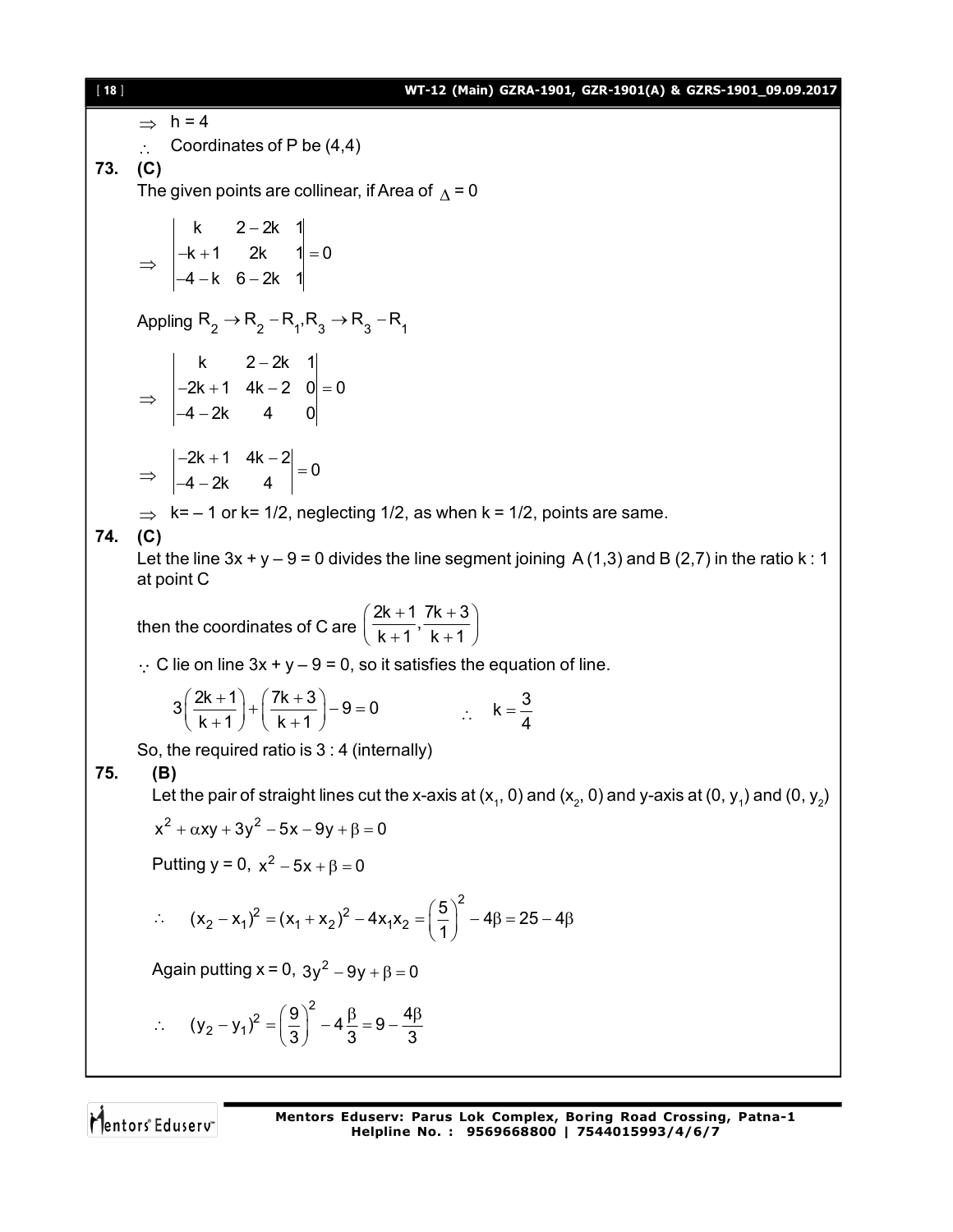$\Rightarrow$ h = 4

$\therefore$ Coordinates of P be (4,4)

**73. (C)**

The given points are collinear, if Area of $\Delta = 0$

$$\Rightarrow \begin{vmatrix} k & 2-2k & 1 \\ -k+1 & 2k & 1 \\ -4-k & 6-2k & 1 \end{vmatrix} = 0$$

Appling $R_2 \to R_2 - R_1, R_3 \to R_3 - R_1$

$$\Rightarrow \begin{vmatrix} k & 2-2k & 1 \\ -2k+1 & 4k-2 & 0 \\ -4-2k & 4 & 0 \end{vmatrix} = 0$$

$$\Rightarrow \begin{vmatrix} -2k+1 & 4k-2 \\ -4-2k & 4 \end{vmatrix} = 0$$

$\Rightarrow$ k= – 1 or k= 1/2, neglecting 1/2, as when k = 1/2, points are same.

**74. (C)**

Let the line 3x + y – 9 = 0 divides the line segment joining A (1,3) and B (2,7) in the ratio k : 1 at point C

then the coordinates of C are $\left(\dfrac{2k+1}{k+1}, \dfrac{7k+3}{k+1}\right)$

$\because$ C lie on line 3x + y – 9 = 0, so it satisfies the equation of line.

$$3\left(\frac{2k+1}{k+1}\right) + \left(\frac{7k+3}{k+1}\right) - 9 = 0 \qquad \therefore \quad k = \frac{3}{4}$$

So, the required ratio is 3 : 4 (internally)

**75. (B)**

Let the pair of straight lines cut the x-axis at $(x_1, 0)$ and $(x_2, 0)$ and y-axis at $(0, y_1)$ and $(0, y_2)$

$$x^2 + \alpha xy + 3y^2 - 5x - 9y + \beta = 0$$

Putting y = 0, $x^2 - 5x + \beta = 0$

$$\therefore \quad (x_2 - x_1)^2 = (x_1 + x_2)^2 - 4x_1x_2 = \left(\frac{5}{1}\right)^2 - 4\beta = 25 - 4\beta$$

Again putting x = 0, $3y^2 - 9y + \beta = 0$

$$\therefore \quad (y_2 - y_1)^2 = \left(\frac{9}{3}\right)^2 - 4\frac{\beta}{3} = 9 - \frac{4\beta}{3}$$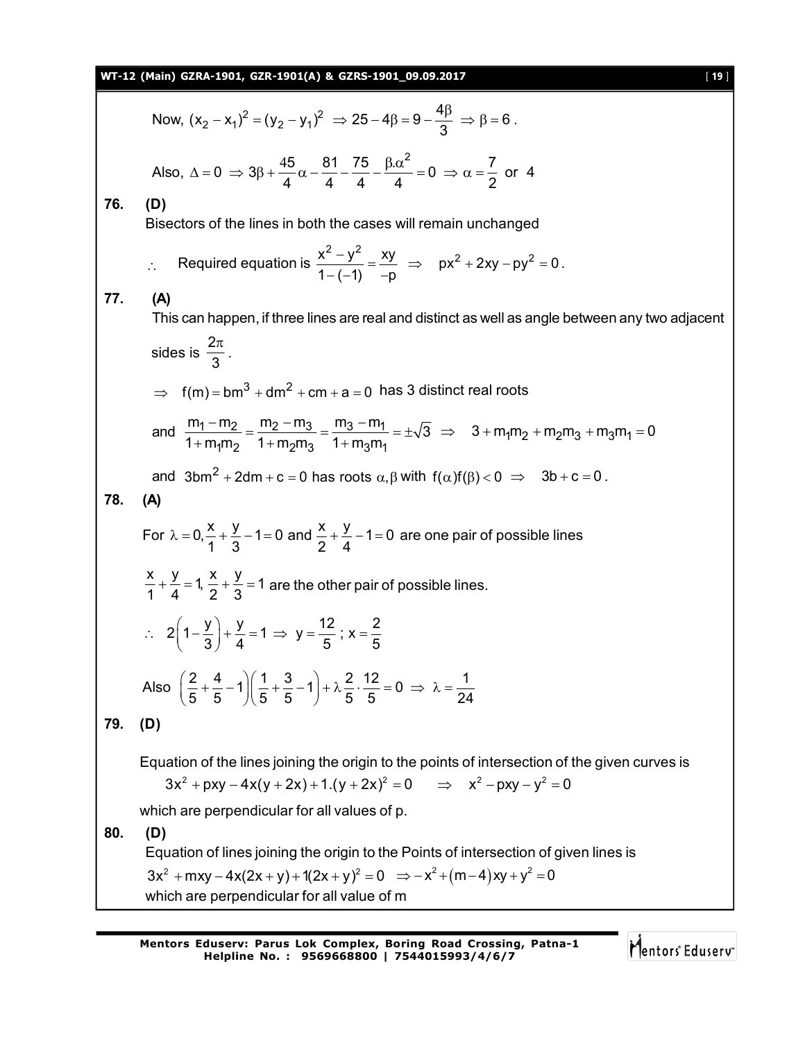Now, $(x_2 - x_1)^2 = (y_2 - y_1)^2 \Rightarrow 25 - 4\beta = 9 - \dfrac{4\beta}{3} \Rightarrow \beta = 6$.

Also, $\Delta = 0 \Rightarrow 3\beta + \dfrac{45}{4}\alpha - \dfrac{81}{4} - \dfrac{75}{4} - \dfrac{\beta.\alpha^2}{4} = 0 \Rightarrow \alpha = \dfrac{7}{2}$ or $4$

**76. (D)**

Bisectors of the lines in both the cases will remain unchanged

$\therefore$ Required equation is $\dfrac{x^2 - y^2}{1-(-1)} = \dfrac{xy}{-p} \Rightarrow px^2 + 2xy - py^2 = 0$.

**77. (A)**

This can happen, if three lines are real and distinct as well as angle between any two adjacent sides is $\dfrac{2\pi}{3}$.

$\Rightarrow f(m) = bm^3 + dm^2 + cm + a = 0$ has 3 distinct real roots

and $\dfrac{m_1 - m_2}{1 + m_1m_2} = \dfrac{m_2 - m_3}{1 + m_2m_3} = \dfrac{m_3 - m_1}{1 + m_3m_1} = \pm\sqrt{3} \Rightarrow 3 + m_1m_2 + m_2m_3 + m_3m_1 = 0$

and $3bm^2 + 2dm + c = 0$ has roots $\alpha, \beta$ with $f(\alpha)f(\beta) < 0 \Rightarrow 3b + c = 0$.

**78. (A)**

For $\lambda = 0, \dfrac{x}{1} + \dfrac{y}{3} - 1 = 0$ and $\dfrac{x}{2} + \dfrac{y}{4} - 1 = 0$ are one pair of possible lines

$\dfrac{x}{1} + \dfrac{y}{4} = 1, \dfrac{x}{2} + \dfrac{y}{3} = 1$ are the other pair of possible lines.

$\therefore 2\left(1 - \dfrac{y}{3}\right) + \dfrac{y}{4} = 1 \Rightarrow y = \dfrac{12}{5}$ ; $x = \dfrac{2}{5}$

Also $\left(\dfrac{2}{5} + \dfrac{4}{5} - 1\right)\left(\dfrac{1}{5} + \dfrac{3}{5} - 1\right) + \lambda\dfrac{2}{5}\cdot\dfrac{12}{5} = 0 \Rightarrow \lambda = \dfrac{1}{24}$

**79. (D)**

Equation of the lines joining the origin to the points of intersection of the given curves is

$3x^2 + pxy - 4x(y + 2x) + 1.(y + 2x)^2 = 0 \Rightarrow x^2 - pxy - y^2 = 0$

which are perpendicular for all values of p.

**80. (D)**

Equation of lines joining the origin to the Points of intersection of given lines is

$3x^2 + mxy - 4x(2x + y) + 1(2x + y)^2 = 0 \Rightarrow -x^2 + (m-4)xy + y^2 = 0$

which are perpendicular for all value of m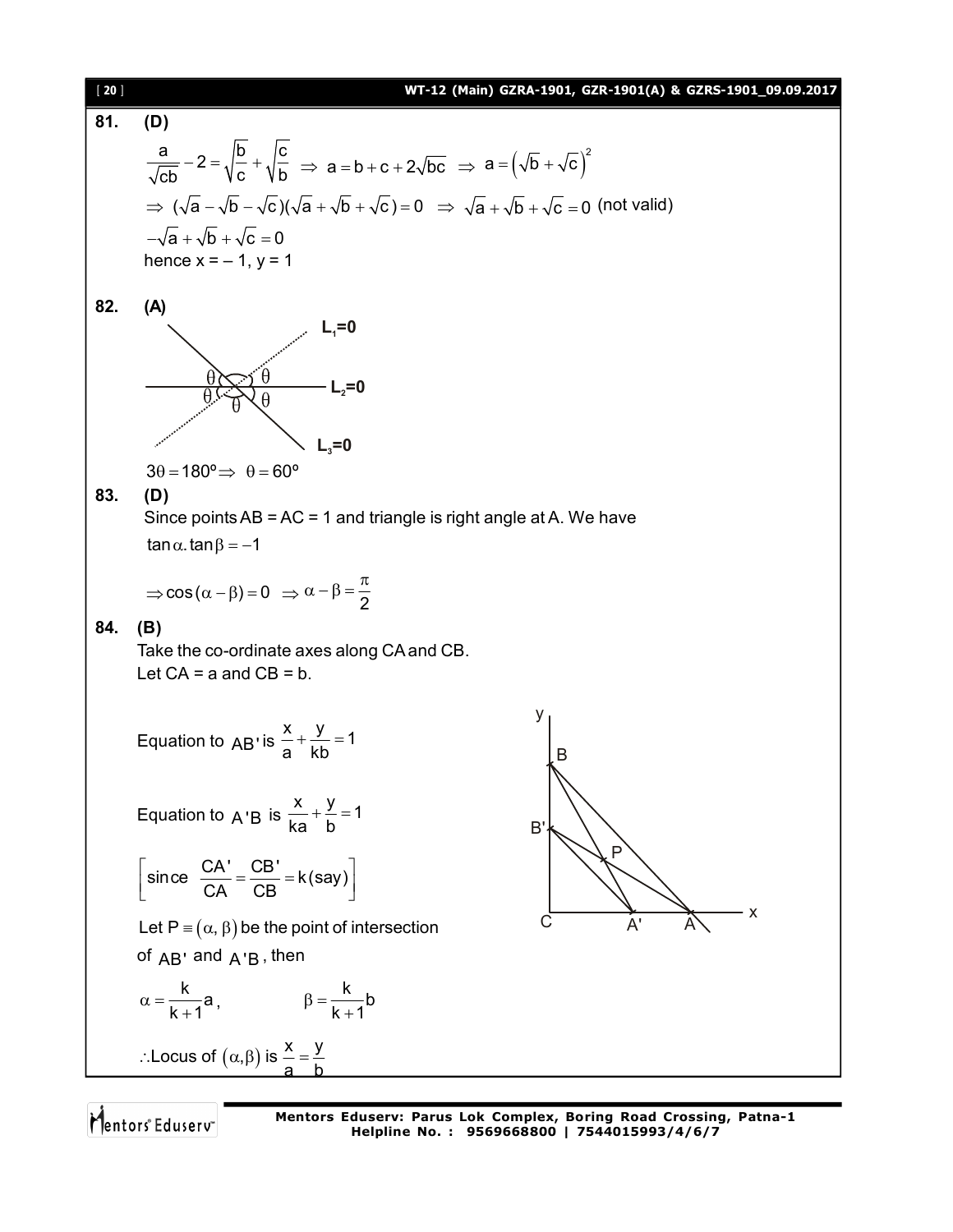**81. (D)**

$$\frac{a}{\sqrt{cb}} - 2 = \sqrt{\frac{b}{c}} + \sqrt{\frac{c}{b}} \Rightarrow a = b + c + 2\sqrt{bc} \Rightarrow a = \left(\sqrt{b} + \sqrt{c}\right)^2$$

$$\Rightarrow (\sqrt{a} - \sqrt{b} - \sqrt{c})(\sqrt{a} + \sqrt{b} + \sqrt{c}) = 0 \Rightarrow \sqrt{a} + \sqrt{b} + \sqrt{c} = 0 \text{ (not valid)}$$

$$-\sqrt{a} + \sqrt{b} + \sqrt{c} = 0$$

hence x = – 1, y = 1

**82. (A)**

$L_1 = 0$, $L_2 = 0$, $L_3 = 0$

$3\theta = 180^o \Rightarrow \theta = 60^o$

**83. (D)**

Since points AB = AC = 1 and triangle is right angle at A. We have

$\tan\alpha . \tan\beta = -1$

$$\Rightarrow \cos(\alpha - \beta) = 0 \Rightarrow \alpha - \beta = \frac{\pi}{2}$$

**84. (B)**

Take the co-ordinate axes along CA and CB.

Let CA = a and CB = b.

Equation to $AB'$ is $\frac{x}{a} + \frac{y}{kb} = 1$

Equation to $A'B$ is $\frac{x}{ka} + \frac{y}{b} = 1$

$$\left[\text{since } \frac{CA'}{CA} = \frac{CB'}{CB} = k(\text{say})\right]$$

Let $P \equiv (\alpha, \beta)$ be the point of intersection of $AB'$ and $A'B$, then

$$\alpha = \frac{k}{k+1}a, \qquad \beta = \frac{k}{k+1}b$$

$\therefore$Locus of $(\alpha, \beta)$ is $\frac{x}{a} = \frac{y}{b}$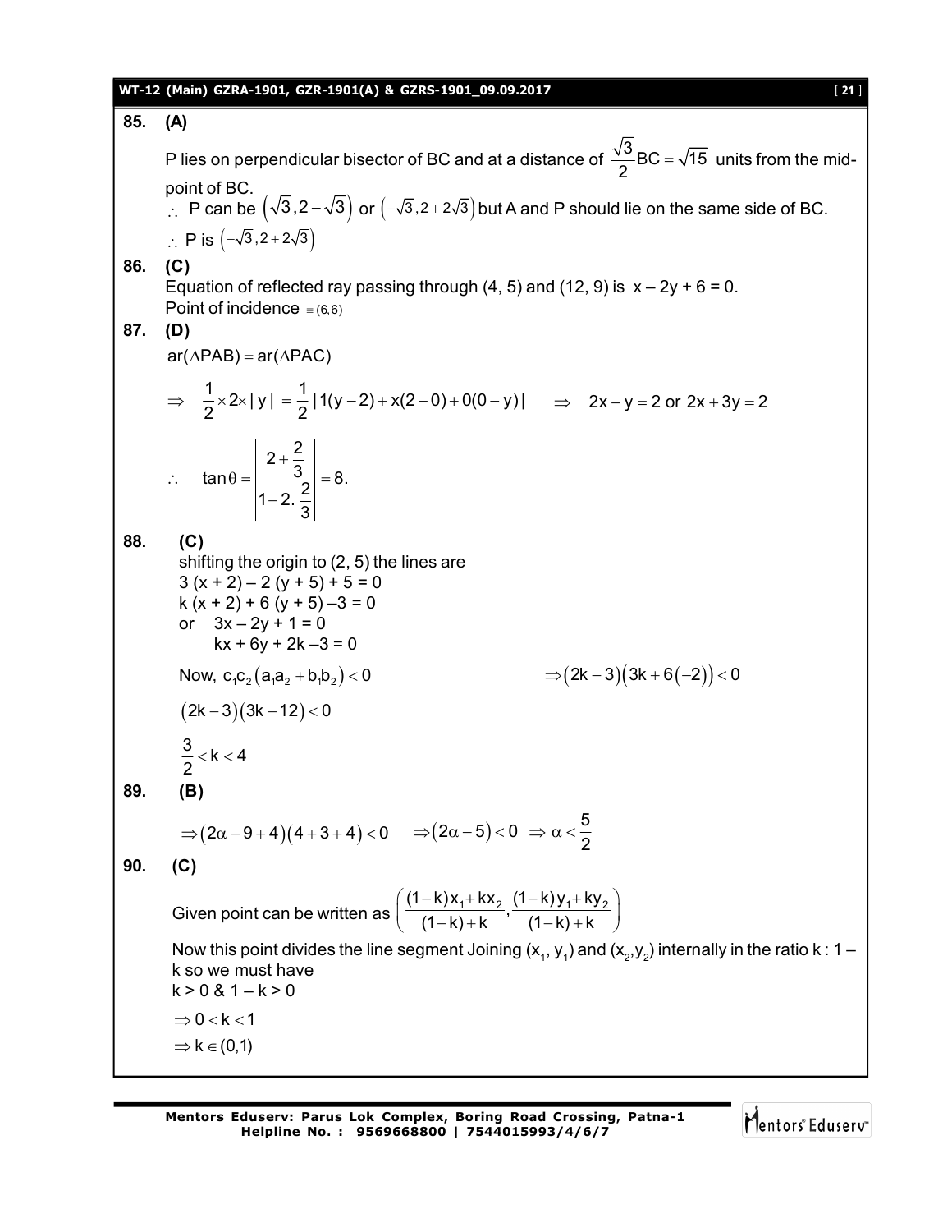**85. (A)**

P lies on perpendicular bisector of BC and at a distance of $\frac{\sqrt{3}}{2}BC = \sqrt{15}$ units from the mid-point of BC.

$\therefore$ P can be $\left(\sqrt{3}, 2-\sqrt{3}\right)$ or $\left(-\sqrt{3}, 2+2\sqrt{3}\right)$ but A and P should lie on the same side of BC.

$\therefore$ P is $\left(-\sqrt{3}, 2+2\sqrt{3}\right)$

**86. (C)**

Equation of reflected ray passing through (4, 5) and (12, 9) is $x - 2y + 6 = 0$.

Point of incidence $\equiv (6,6)$

**87. (D)**

$ar(\Delta PAB) = ar(\Delta PAC)$

$$\Rightarrow \quad \frac{1}{2}\times 2 \times |y| = \frac{1}{2}|1(y-2) + x(2-0) + 0(0-y)| \quad \Rightarrow \quad 2x - y = 2 \text{ or } 2x + 3y = 2$$

$$\therefore \quad \tan\theta = \left|\frac{2+\frac{2}{3}}{1-2.\,\frac{2}{3}}\right| = 8.$$

**88. (C)**

shifting the origin to (2, 5) the lines are

$3(x+2) - 2(y+5) + 5 = 0$

$k(x+2) + 6(y+5) - 3 = 0$

or $\quad 3x - 2y + 1 = 0$

$\quad kx + 6y + 2k - 3 = 0$

Now, $c_1c_2\left(a_1a_2 + b_1b_2\right) < 0 \qquad \Rightarrow (2k-3)\left(3k + 6(-2)\right) < 0$

$(2k-3)(3k-12) < 0$

$\frac{3}{2} < k < 4$

**89. (B)**

$$\Rightarrow (2\alpha - 9 + 4)(4 + 3 + 4) < 0 \quad \Rightarrow (2\alpha - 5) < 0 \ \Rightarrow \alpha < \frac{5}{2}$$

**90. (C)**

Given point can be written as $\left(\frac{(1-k)x_1 + kx_2}{(1-k)+k}, \frac{(1-k)y_1 + ky_2}{(1-k)+k}\right)$

Now this point divides the line segment Joining $(x_1, y_1)$ and $(x_2, y_2)$ internally in the ratio $k : 1-k$ so we must have

$k > 0$ & $1 - k > 0$

$\Rightarrow 0 < k < 1$

$\Rightarrow k \in (0,1)$